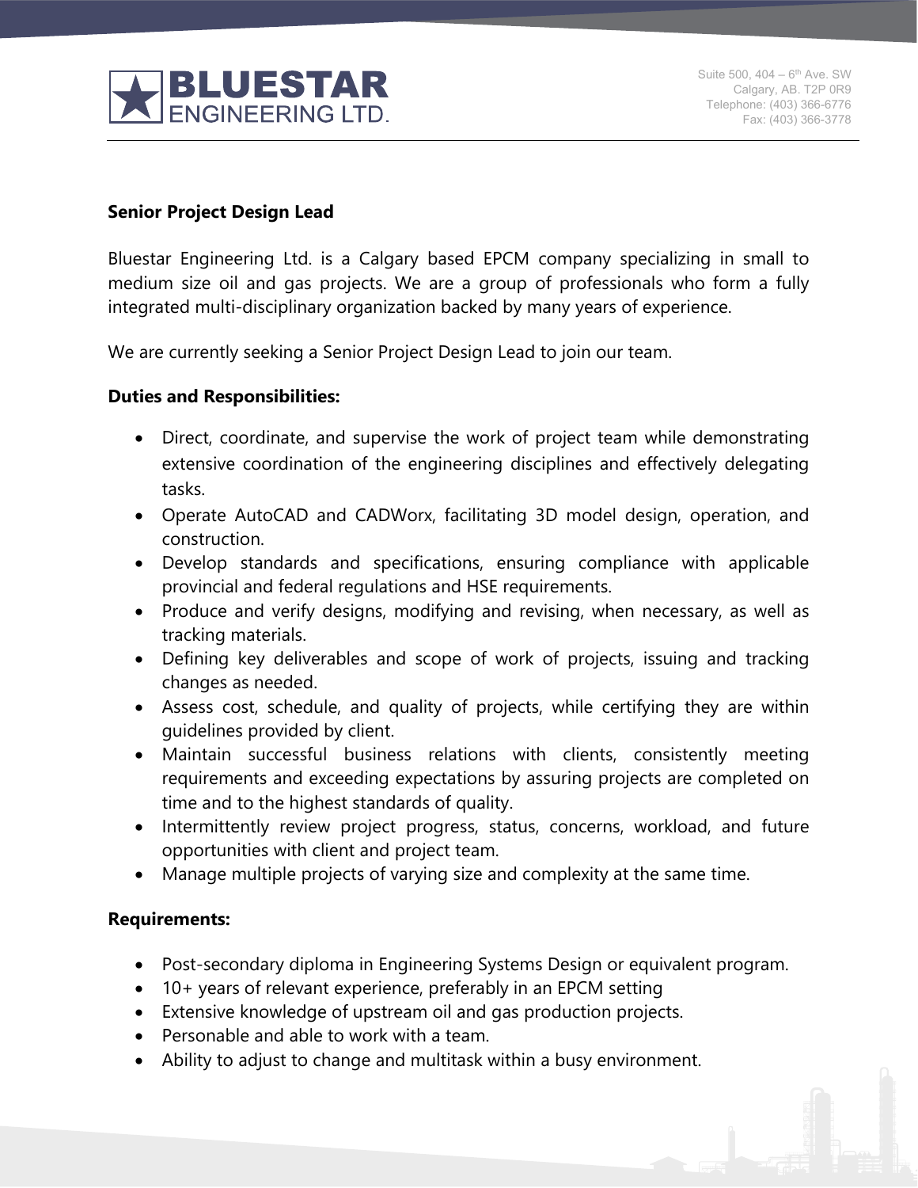BLUESTAR ENGINEERING LTD.

Suite 500, 404 – 6th Ave. SW
Calgary, AB. T2P 0R9
Telephone: (403) 366-6776
Fax: (403) 366-3778

**Senior Project Design Lead**

Bluestar Engineering Ltd. is a Calgary based EPCM company specializing in small to medium size oil and gas projects. We are a group of professionals who form a fully integrated multi-disciplinary organization backed by many years of experience.

We are currently seeking a Senior Project Design Lead to join our team.

**Duties and Responsibilities:**

- Direct, coordinate, and supervise the work of project team while demonstrating extensive coordination of the engineering disciplines and effectively delegating tasks.
- Operate AutoCAD and CADWorx, facilitating 3D model design, operation, and construction.
- Develop standards and specifications, ensuring compliance with applicable provincial and federal regulations and HSE requirements.
- Produce and verify designs, modifying and revising, when necessary, as well as tracking materials.
- Defining key deliverables and scope of work of projects, issuing and tracking changes as needed.
- Assess cost, schedule, and quality of projects, while certifying they are within guidelines provided by client.
- Maintain successful business relations with clients, consistently meeting requirements and exceeding expectations by assuring projects are completed on time and to the highest standards of quality.
- Intermittently review project progress, status, concerns, workload, and future opportunities with client and project team.
- Manage multiple projects of varying size and complexity at the same time.

**Requirements:**

- Post-secondary diploma in Engineering Systems Design or equivalent program.
- 10+ years of relevant experience, preferably in an EPCM setting
- Extensive knowledge of upstream oil and gas production projects.
- Personable and able to work with a team.
- Ability to adjust to change and multitask within a busy environment.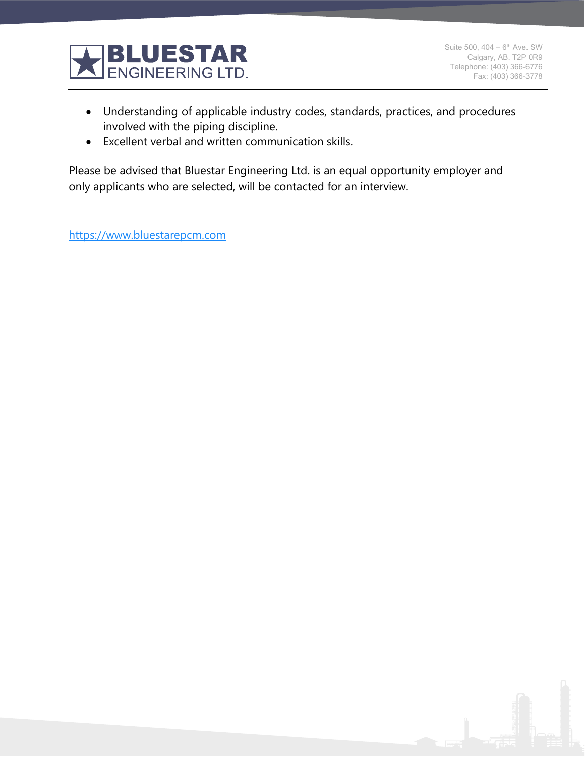- Understanding of applicable industry codes, standards, practices, and procedures involved with the piping discipline.
- Excellent verbal and written communication skills.

Please be advised that Bluestar Engineering Ltd. is an equal opportunity employer and only applicants who are selected, will be contacted for an interview.

https://www.bluestarepcm.com